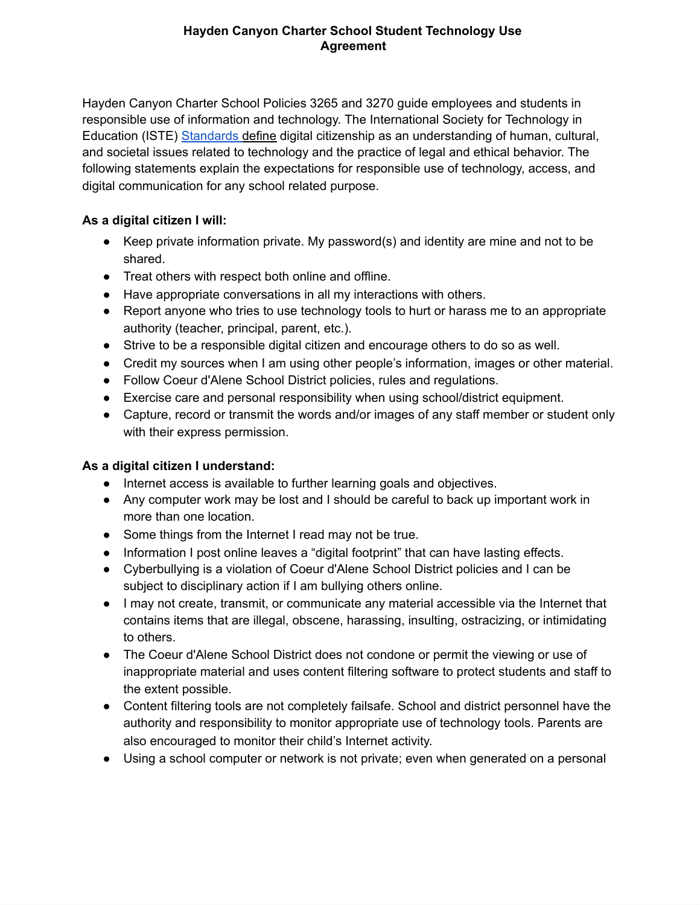# Hayden Canyon Charter School Student Technology Use Agreement

Hayden Canyon Charter School Policies 3265 and 3270 guide employees and students in responsible use of information and technology. The International Society for Technology in Education (ISTE) Standards define digital citizenship as an understanding of human, cultural, and societal issues related to technology and the practice of legal and ethical behavior. The following statements explain the expectations for responsible use of technology, access, and digital communication for any school related purpose.

**As a digital citizen I will:**

- Keep private information private. My password(s) and identity are mine and not to be shared.
- Treat others with respect both online and offline.
- Have appropriate conversations in all my interactions with others.
- Report anyone who tries to use technology tools to hurt or harass me to an appropriate authority (teacher, principal, parent, etc.).
- Strive to be a responsible digital citizen and encourage others to do so as well.
- Credit my sources when I am using other people's information, images or other material.
- Follow Coeur d'Alene School District policies, rules and regulations.
- Exercise care and personal responsibility when using school/district equipment.
- Capture, record or transmit the words and/or images of any staff member or student only with their express permission.

**As a digital citizen I understand:**

- Internet access is available to further learning goals and objectives.
- Any computer work may be lost and I should be careful to back up important work in more than one location.
- Some things from the Internet I read may not be true.
- Information I post online leaves a "digital footprint" that can have lasting effects.
- Cyberbullying is a violation of Coeur d'Alene School District policies and I can be subject to disciplinary action if I am bullying others online.
- I may not create, transmit, or communicate any material accessible via the Internet that contains items that are illegal, obscene, harassing, insulting, ostracizing, or intimidating to others.
- The Coeur d'Alene School District does not condone or permit the viewing or use of inappropriate material and uses content filtering software to protect students and staff to the extent possible.
- Content filtering tools are not completely failsafe. School and district personnel have the authority and responsibility to monitor appropriate use of technology tools. Parents are also encouraged to monitor their child's Internet activity.
- Using a school computer or network is not private; even when generated on a personal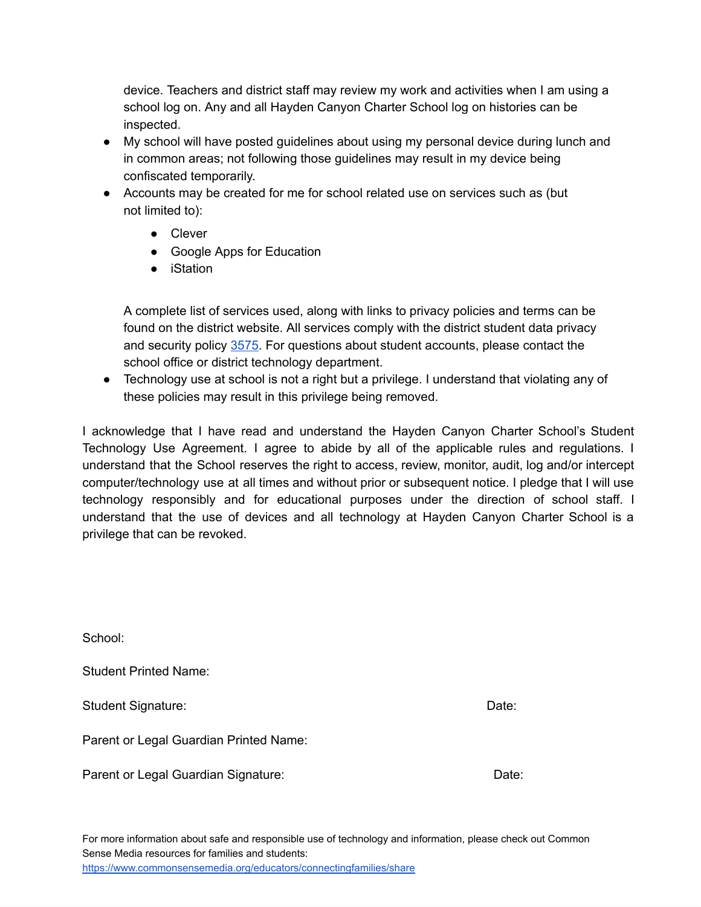device. Teachers and district staff may review my work and activities when I am using a school log on. Any and all Hayden Canyon Charter School log on histories can be inspected.

- My school will have posted guidelines about using my personal device during lunch and in common areas; not following those guidelines may result in my device being confiscated temporarily.
- Accounts may be created for me for school related use on services such as (but not limited to):
  - Clever
  - Google Apps for Education
  - iStation

  A complete list of services used, along with links to privacy policies and terms can be found on the district website. All services comply with the district student data privacy and security policy [3575](). For questions about student accounts, please contact the school office or district technology department.
- Technology use at school is not a right but a privilege. I understand that violating any of these policies may result in this privilege being removed.

I acknowledge that I have read and understand the Hayden Canyon Charter School's Student Technology Use Agreement. I agree to abide by all of the applicable rules and regulations. I understand that the School reserves the right to access, review, monitor, audit, log and/or intercept computer/technology use at all times and without prior or subsequent notice. I pledge that I will use technology responsibly and for educational purposes under the direction of school staff. I understand that the use of devices and all technology at Hayden Canyon Charter School is a privilege that can be revoked.

School:

Student Printed Name:

Student Signature: Date:

Parent or Legal Guardian Printed Name:

Parent or Legal Guardian Signature: Date:

For more information about safe and responsible use of technology and information, please check out Common Sense Media resources for families and students:
https://www.commonsensemedia.org/educators/connectingfamilies/share